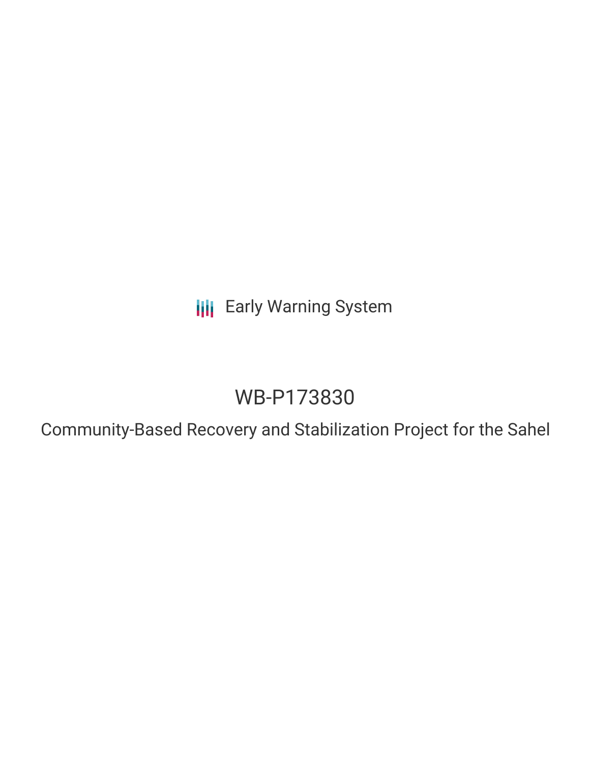Early Warning System

# WB-P173830

## Community-Based Recovery and Stabilization Project for the Sahel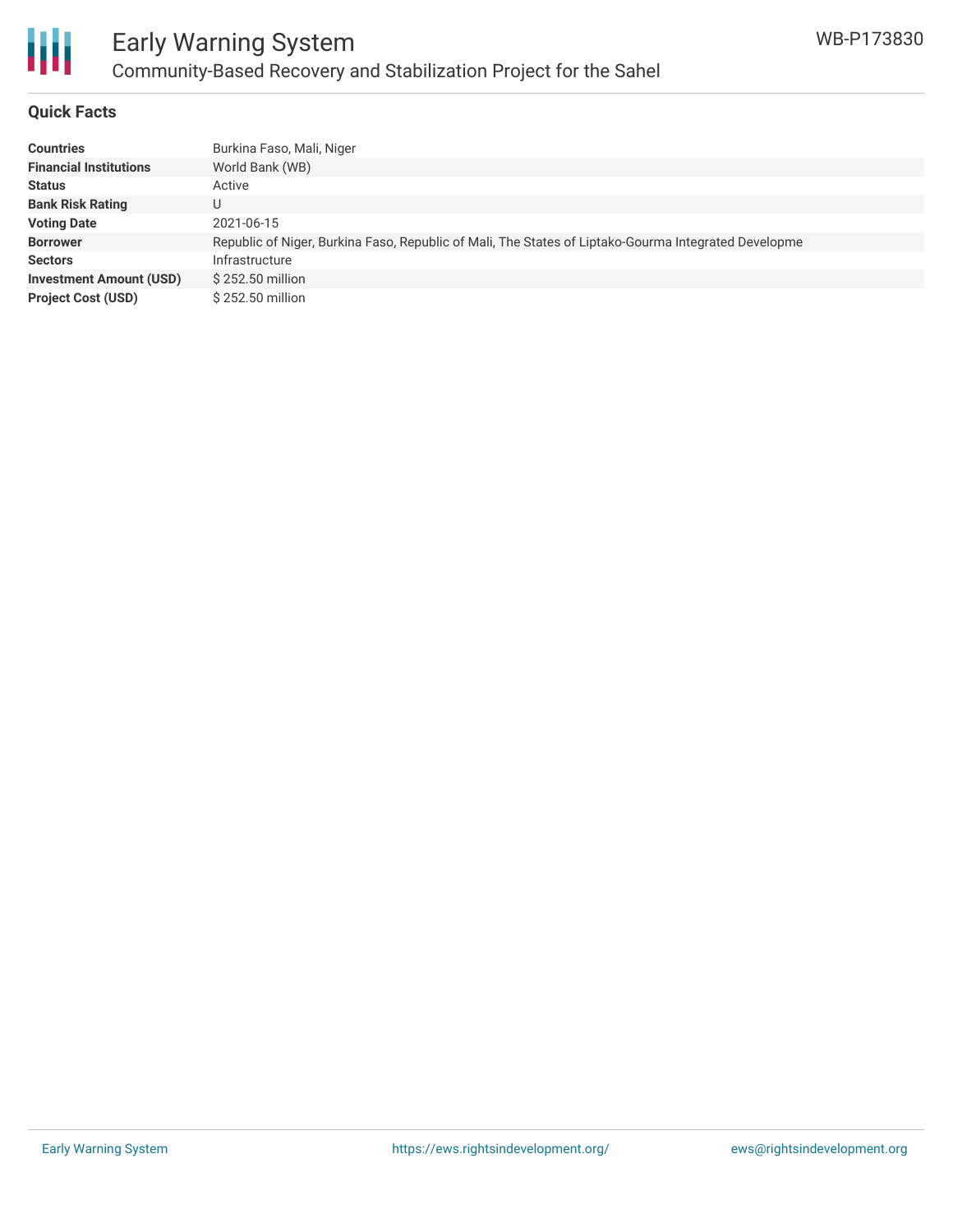## Quick Facts

| | |
|---|---|
| **Countries** | Burkina Faso, Mali, Niger |
| **Financial Institutions** | World Bank (WB) |
| **Status** | Active |
| **Bank Risk Rating** | U |
| **Voting Date** | 2021-06-15 |
| **Borrower** | Republic of Niger, Burkina Faso, Republic of Mali, The States of Liptako-Gourma Integrated Developme |
| **Sectors** | Infrastructure |
| **Investment Amount (USD)** | $ 252.50 million |
| **Project Cost (USD)** | $ 252.50 million |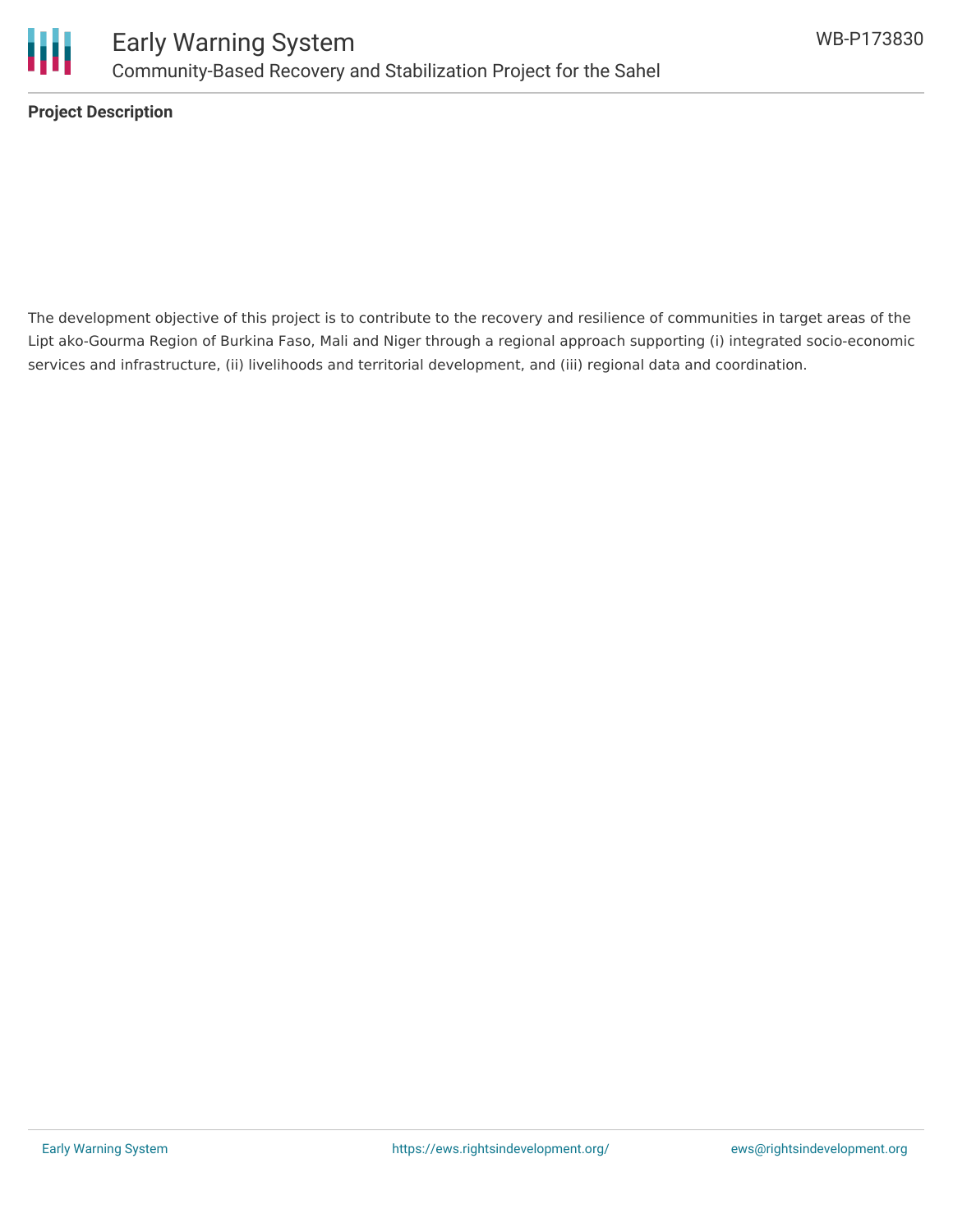**Project Description**

The development objective of this project is to contribute to the recovery and resilience of communities in target areas of the Lipt ako-Gourma Region of Burkina Faso, Mali and Niger through a regional approach supporting (i) integrated socio-economic services and infrastructure, (ii) livelihoods and territorial development, and (iii) regional data and coordination.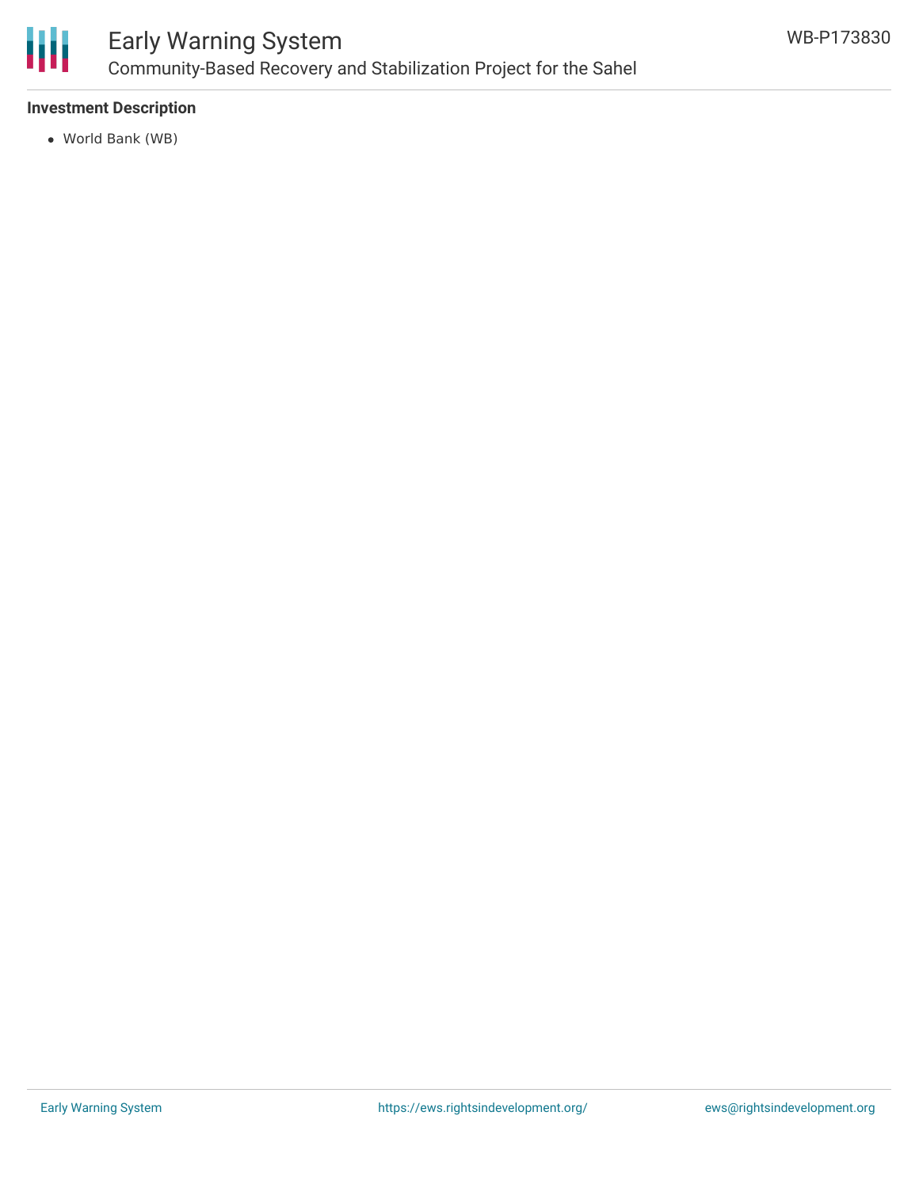**Investment Description**

- World Bank (WB)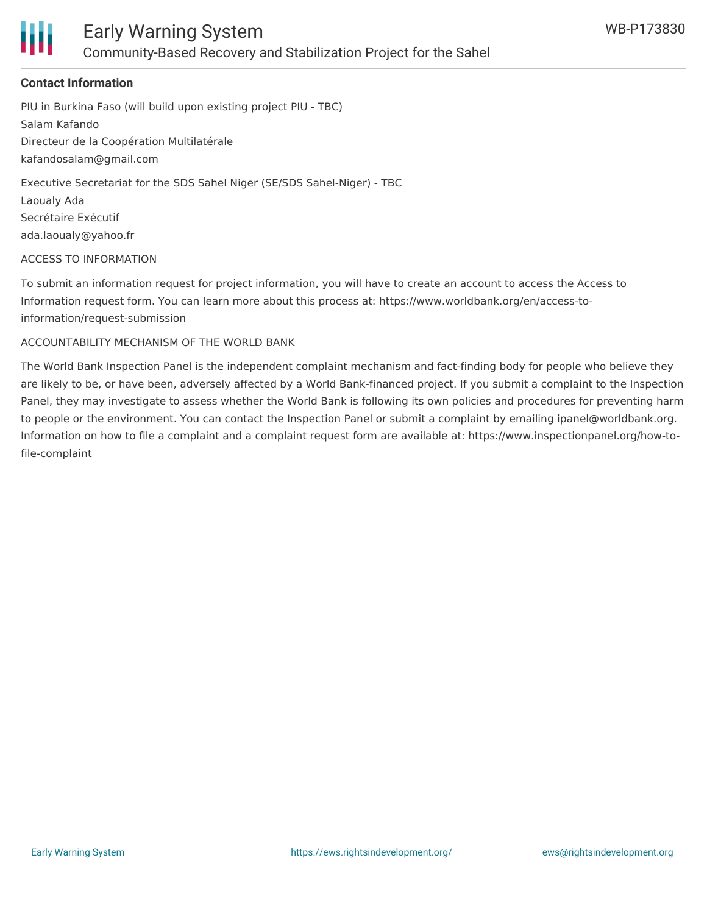### Contact Information

PIU in Burkina Faso (will build upon existing project PIU - TBC)
Salam Kafando
Directeur de la Coopération Multilatérale
kafandosalam@gmail.com

Executive Secretariat for the SDS Sahel Niger (SE/SDS Sahel-Niger) - TBC
Laoualy Ada
Secrétaire Exécutif
ada.laoualy@yahoo.fr

ACCESS TO INFORMATION

To submit an information request for project information, you will have to create an account to access the Access to Information request form. You can learn more about this process at: https://www.worldbank.org/en/access-to-information/request-submission

ACCOUNTABILITY MECHANISM OF THE WORLD BANK

The World Bank Inspection Panel is the independent complaint mechanism and fact-finding body for people who believe they are likely to be, or have been, adversely affected by a World Bank-financed project. If you submit a complaint to the Inspection Panel, they may investigate to assess whether the World Bank is following its own policies and procedures for preventing harm to people or the environment. You can contact the Inspection Panel or submit a complaint by emailing ipanel@worldbank.org. Information on how to file a complaint and a complaint request form are available at: https://www.inspectionpanel.org/how-to-file-complaint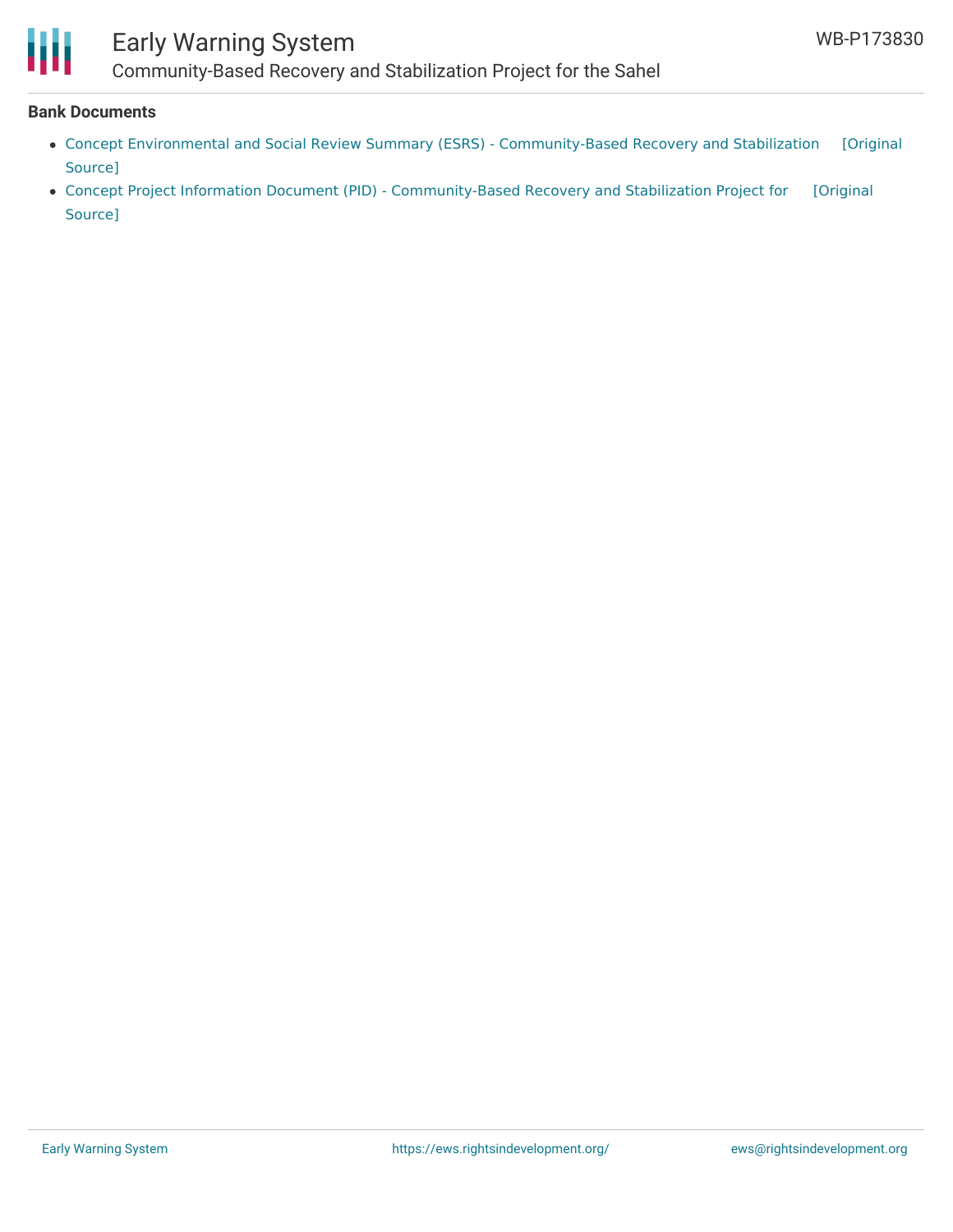**Bank Documents**

- Concept Environmental and Social Review Summary (ESRS) - Community-Based Recovery and Stabilization [Original Source]
- Concept Project Information Document (PID) - Community-Based Recovery and Stabilization Project for [Original Source]